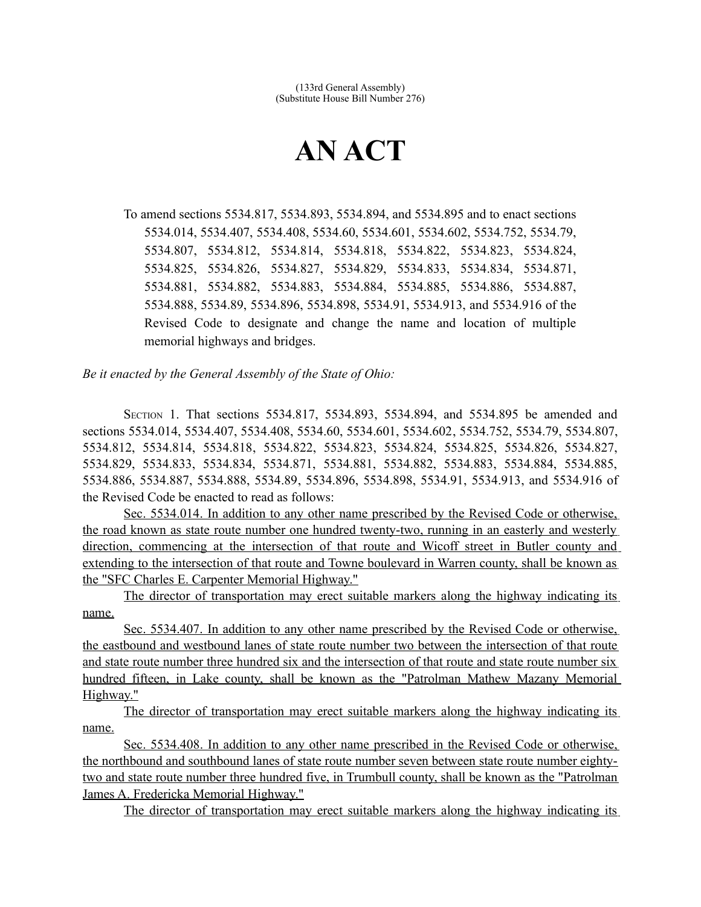(133rd General Assembly)
(Substitute House Bill Number 276)

# AN ACT

To amend sections 5534.817, 5534.893, 5534.894, and 5534.895 and to enact sections 5534.014, 5534.407, 5534.408, 5534.60, 5534.601, 5534.602, 5534.752, 5534.79, 5534.807, 5534.812, 5534.814, 5534.818, 5534.822, 5534.823, 5534.824, 5534.825, 5534.826, 5534.827, 5534.829, 5534.833, 5534.834, 5534.871, 5534.881, 5534.882, 5534.883, 5534.884, 5534.885, 5534.886, 5534.887, 5534.888, 5534.89, 5534.896, 5534.898, 5534.91, 5534.913, and 5534.916 of the Revised Code to designate and change the name and location of multiple memorial highways and bridges.

*Be it enacted by the General Assembly of the State of Ohio:*

Section 1. That sections 5534.817, 5534.893, 5534.894, and 5534.895 be amended and sections 5534.014, 5534.407, 5534.408, 5534.60, 5534.601, 5534.602, 5534.752, 5534.79, 5534.807, 5534.812, 5534.814, 5534.818, 5534.822, 5534.823, 5534.824, 5534.825, 5534.826, 5534.827, 5534.829, 5534.833, 5534.834, 5534.871, 5534.881, 5534.882, 5534.883, 5534.884, 5534.885, 5534.886, 5534.887, 5534.888, 5534.89, 5534.896, 5534.898, 5534.91, 5534.913, and 5534.916 of the Revised Code be enacted to read as follows:

Sec. 5534.014. In addition to any other name prescribed by the Revised Code or otherwise, the road known as state route number one hundred twenty-two, running in an easterly and westerly direction, commencing at the intersection of that route and Wicoff street in Butler county and extending to the intersection of that route and Towne boulevard in Warren county, shall be known as the "SFC Charles E. Carpenter Memorial Highway."

The director of transportation may erect suitable markers along the highway indicating its name.

Sec. 5534.407. In addition to any other name prescribed by the Revised Code or otherwise, the eastbound and westbound lanes of state route number two between the intersection of that route and state route number three hundred six and the intersection of that route and state route number six hundred fifteen, in Lake county, shall be known as the "Patrolman Mathew Mazany Memorial Highway."

The director of transportation may erect suitable markers along the highway indicating its name.

Sec. 5534.408. In addition to any other name prescribed in the Revised Code or otherwise, the northbound and southbound lanes of state route number seven between state route number eighty-two and state route number three hundred five, in Trumbull county, shall be known as the "Patrolman James A. Fredericka Memorial Highway."

The director of transportation may erect suitable markers along the highway indicating its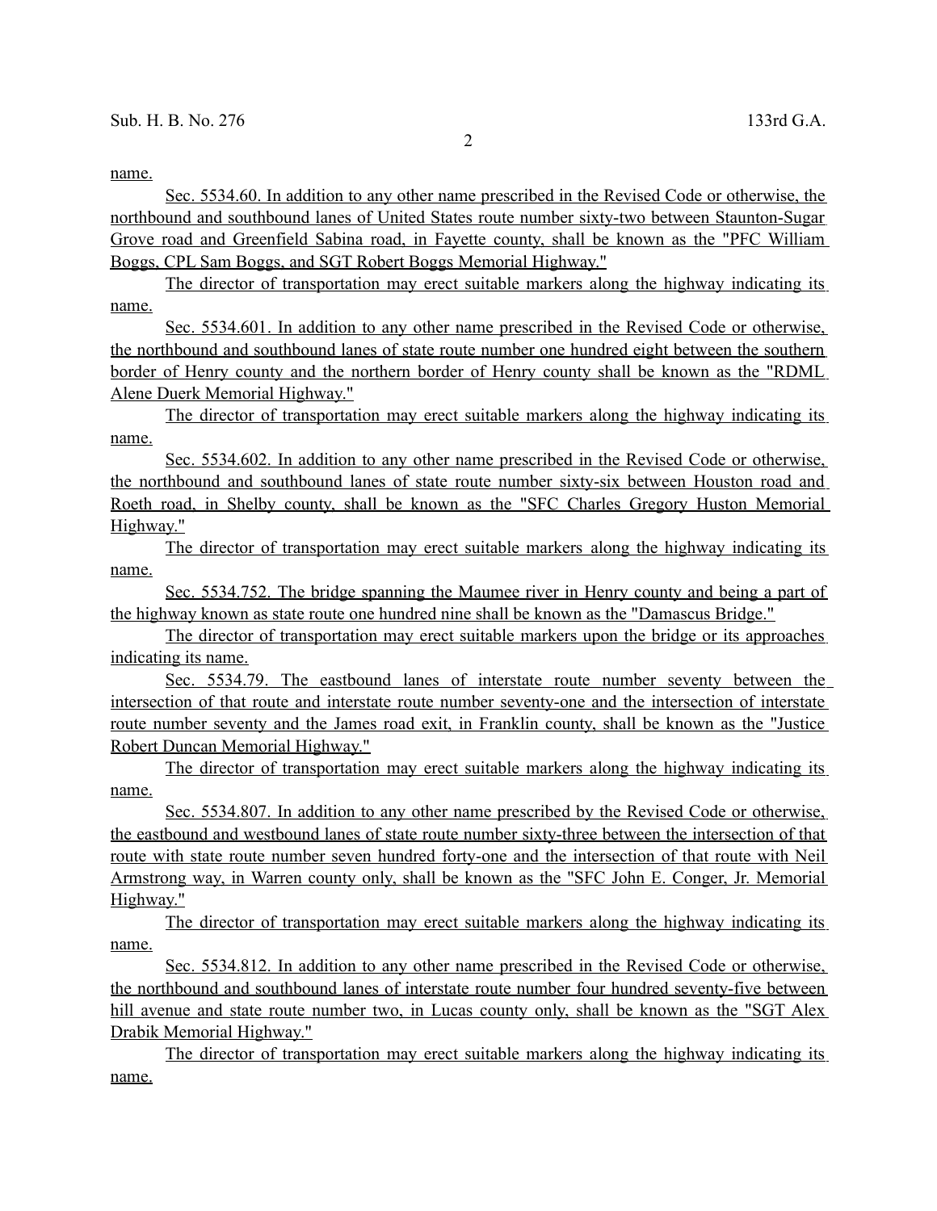name.

Sec. 5534.60. In addition to any other name prescribed in the Revised Code or otherwise, the northbound and southbound lanes of United States route number sixty-two between Staunton-Sugar Grove road and Greenfield Sabina road, in Fayette county, shall be known as the "PFC William Boggs, CPL Sam Boggs, and SGT Robert Boggs Memorial Highway."

The director of transportation may erect suitable markers along the highway indicating its name.

Sec. 5534.601. In addition to any other name prescribed in the Revised Code or otherwise, the northbound and southbound lanes of state route number one hundred eight between the southern border of Henry county and the northern border of Henry county shall be known as the "RDML Alene Duerk Memorial Highway."

The director of transportation may erect suitable markers along the highway indicating its name.

Sec. 5534.602. In addition to any other name prescribed in the Revised Code or otherwise, the northbound and southbound lanes of state route number sixty-six between Houston road and Roeth road, in Shelby county, shall be known as the "SFC Charles Gregory Huston Memorial Highway."

The director of transportation may erect suitable markers along the highway indicating its name.

Sec. 5534.752. The bridge spanning the Maumee river in Henry county and being a part of the highway known as state route one hundred nine shall be known as the "Damascus Bridge."

The director of transportation may erect suitable markers upon the bridge or its approaches indicating its name.

Sec. 5534.79. The eastbound lanes of interstate route number seventy between the intersection of that route and interstate route number seventy-one and the intersection of interstate route number seventy and the James road exit, in Franklin county, shall be known as the "Justice Robert Duncan Memorial Highway."

The director of transportation may erect suitable markers along the highway indicating its name.

Sec. 5534.807. In addition to any other name prescribed by the Revised Code or otherwise, the eastbound and westbound lanes of state route number sixty-three between the intersection of that route with state route number seven hundred forty-one and the intersection of that route with Neil Armstrong way, in Warren county only, shall be known as the "SFC John E. Conger, Jr. Memorial Highway."

The director of transportation may erect suitable markers along the highway indicating its name.

Sec. 5534.812. In addition to any other name prescribed in the Revised Code or otherwise, the northbound and southbound lanes of interstate route number four hundred seventy-five between hill avenue and state route number two, in Lucas county only, shall be known as the "SGT Alex Drabik Memorial Highway."

The director of transportation may erect suitable markers along the highway indicating its name.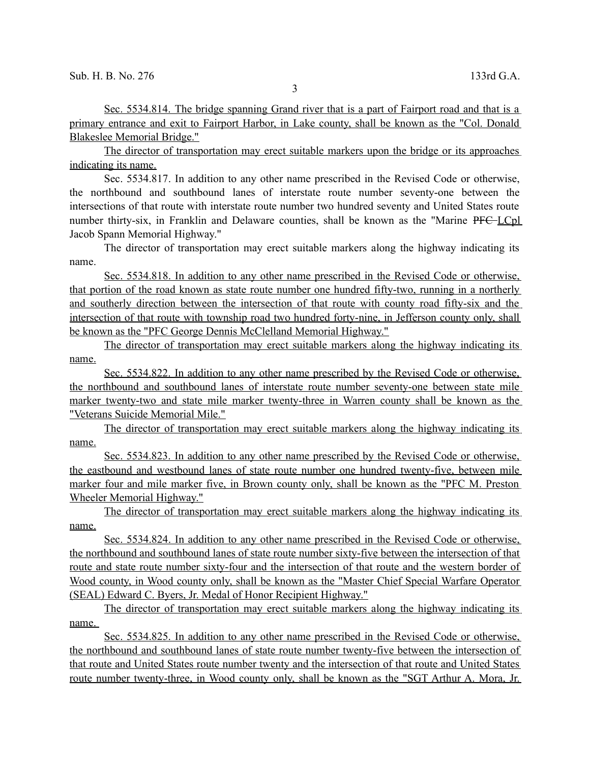Sec. 5534.814. The bridge spanning Grand river that is a part of Fairport road and that is a primary entrance and exit to Fairport Harbor, in Lake county, shall be known as the "Col. Donald Blakeslee Memorial Bridge."

The director of transportation may erect suitable markers upon the bridge or its approaches indicating its name.

Sec. 5534.817. In addition to any other name prescribed in the Revised Code or otherwise, the northbound and southbound lanes of interstate route number seventy-one between the intersections of that route with interstate route number two hundred seventy and United States route number thirty-six, in Franklin and Delaware counties, shall be known as the "Marine ~~PFC~~ LCpl Jacob Spann Memorial Highway."

The director of transportation may erect suitable markers along the highway indicating its name.

Sec. 5534.818. In addition to any other name prescribed in the Revised Code or otherwise, that portion of the road known as state route number one hundred fifty-two, running in a northerly and southerly direction between the intersection of that route with county road fifty-six and the intersection of that route with township road two hundred forty-nine, in Jefferson county only, shall be known as the "PFC George Dennis McClelland Memorial Highway."

The director of transportation may erect suitable markers along the highway indicating its name.

Sec. 5534.822. In addition to any other name prescribed by the Revised Code or otherwise, the northbound and southbound lanes of interstate route number seventy-one between state mile marker twenty-two and state mile marker twenty-three in Warren county shall be known as the "Veterans Suicide Memorial Mile."

The director of transportation may erect suitable markers along the highway indicating its name.

Sec. 5534.823. In addition to any other name prescribed by the Revised Code or otherwise, the eastbound and westbound lanes of state route number one hundred twenty-five, between mile marker four and mile marker five, in Brown county only, shall be known as the "PFC M. Preston Wheeler Memorial Highway."

The director of transportation may erect suitable markers along the highway indicating its name.

Sec. 5534.824. In addition to any other name prescribed in the Revised Code or otherwise, the northbound and southbound lanes of state route number sixty-five between the intersection of that route and state route number sixty-four and the intersection of that route and the western border of Wood county, in Wood county only, shall be known as the "Master Chief Special Warfare Operator (SEAL) Edward C. Byers, Jr. Medal of Honor Recipient Highway."

The director of transportation may erect suitable markers along the highway indicating its name.

Sec. 5534.825. In addition to any other name prescribed in the Revised Code or otherwise, the northbound and southbound lanes of state route number twenty-five between the intersection of that route and United States route number twenty and the intersection of that route and United States route number twenty-three, in Wood county only, shall be known as the "SGT Arthur A. Mora, Jr.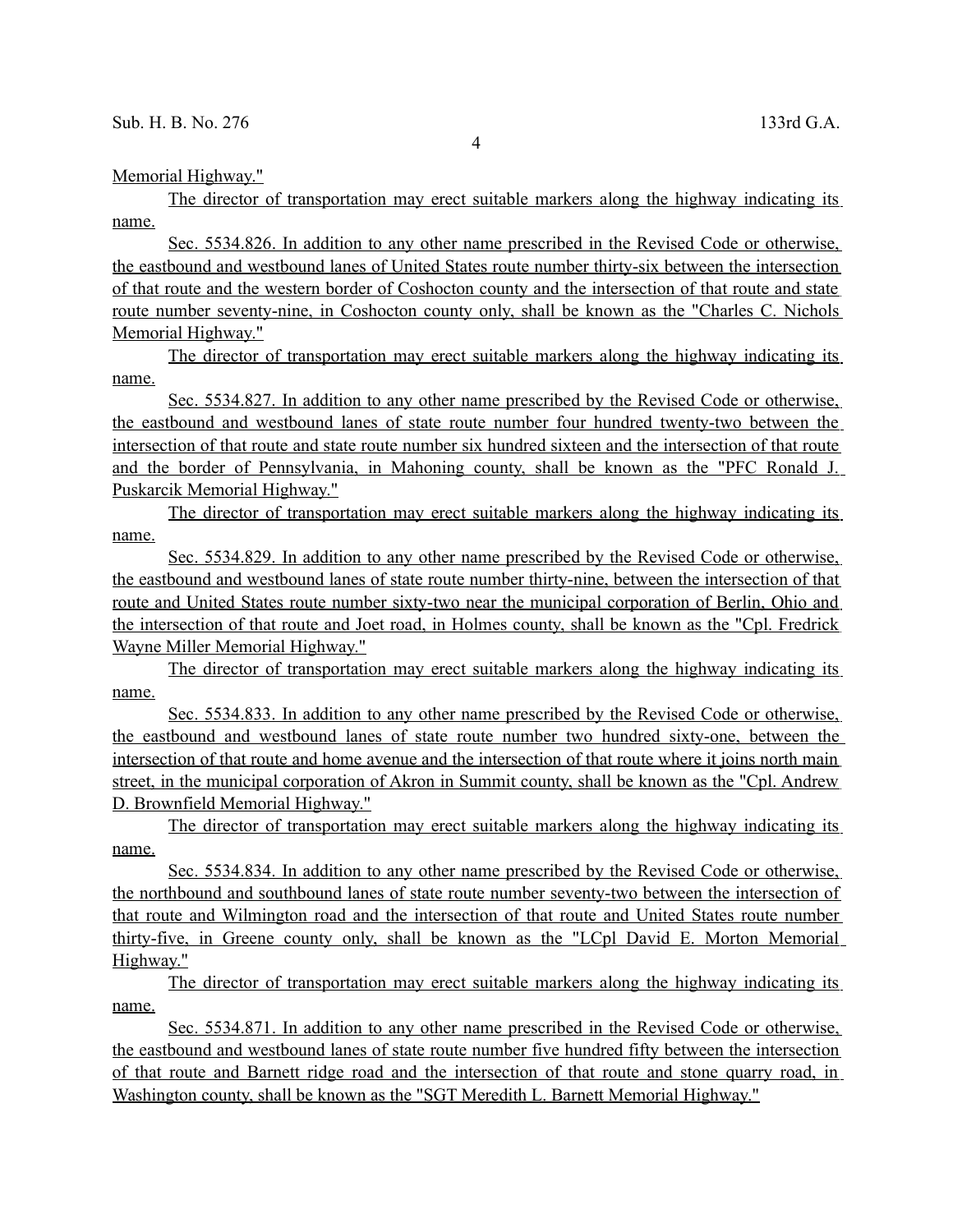Memorial Highway."

The director of transportation may erect suitable markers along the highway indicating its name.

Sec. 5534.826. In addition to any other name prescribed in the Revised Code or otherwise, the eastbound and westbound lanes of United States route number thirty-six between the intersection of that route and the western border of Coshocton county and the intersection of that route and state route number seventy-nine, in Coshocton county only, shall be known as the "Charles C. Nichols Memorial Highway."

The director of transportation may erect suitable markers along the highway indicating its name.

Sec. 5534.827. In addition to any other name prescribed by the Revised Code or otherwise, the eastbound and westbound lanes of state route number four hundred twenty-two between the intersection of that route and state route number six hundred sixteen and the intersection of that route and the border of Pennsylvania, in Mahoning county, shall be known as the "PFC Ronald J. Puskarcik Memorial Highway."

The director of transportation may erect suitable markers along the highway indicating its name.

Sec. 5534.829. In addition to any other name prescribed by the Revised Code or otherwise, the eastbound and westbound lanes of state route number thirty-nine, between the intersection of that route and United States route number sixty-two near the municipal corporation of Berlin, Ohio and the intersection of that route and Joet road, in Holmes county, shall be known as the "Cpl. Fredrick Wayne Miller Memorial Highway."

The director of transportation may erect suitable markers along the highway indicating its name.

Sec. 5534.833. In addition to any other name prescribed by the Revised Code or otherwise, the eastbound and westbound lanes of state route number two hundred sixty-one, between the intersection of that route and home avenue and the intersection of that route where it joins north main street, in the municipal corporation of Akron in Summit county, shall be known as the "Cpl. Andrew D. Brownfield Memorial Highway."

The director of transportation may erect suitable markers along the highway indicating its name.

Sec. 5534.834. In addition to any other name prescribed by the Revised Code or otherwise, the northbound and southbound lanes of state route number seventy-two between the intersection of that route and Wilmington road and the intersection of that route and United States route number thirty-five, in Greene county only, shall be known as the "LCpl David E. Morton Memorial Highway."

The director of transportation may erect suitable markers along the highway indicating its name.

Sec. 5534.871. In addition to any other name prescribed in the Revised Code or otherwise, the eastbound and westbound lanes of state route number five hundred fifty between the intersection of that route and Barnett ridge road and the intersection of that route and stone quarry road, in Washington county, shall be known as the "SGT Meredith L. Barnett Memorial Highway."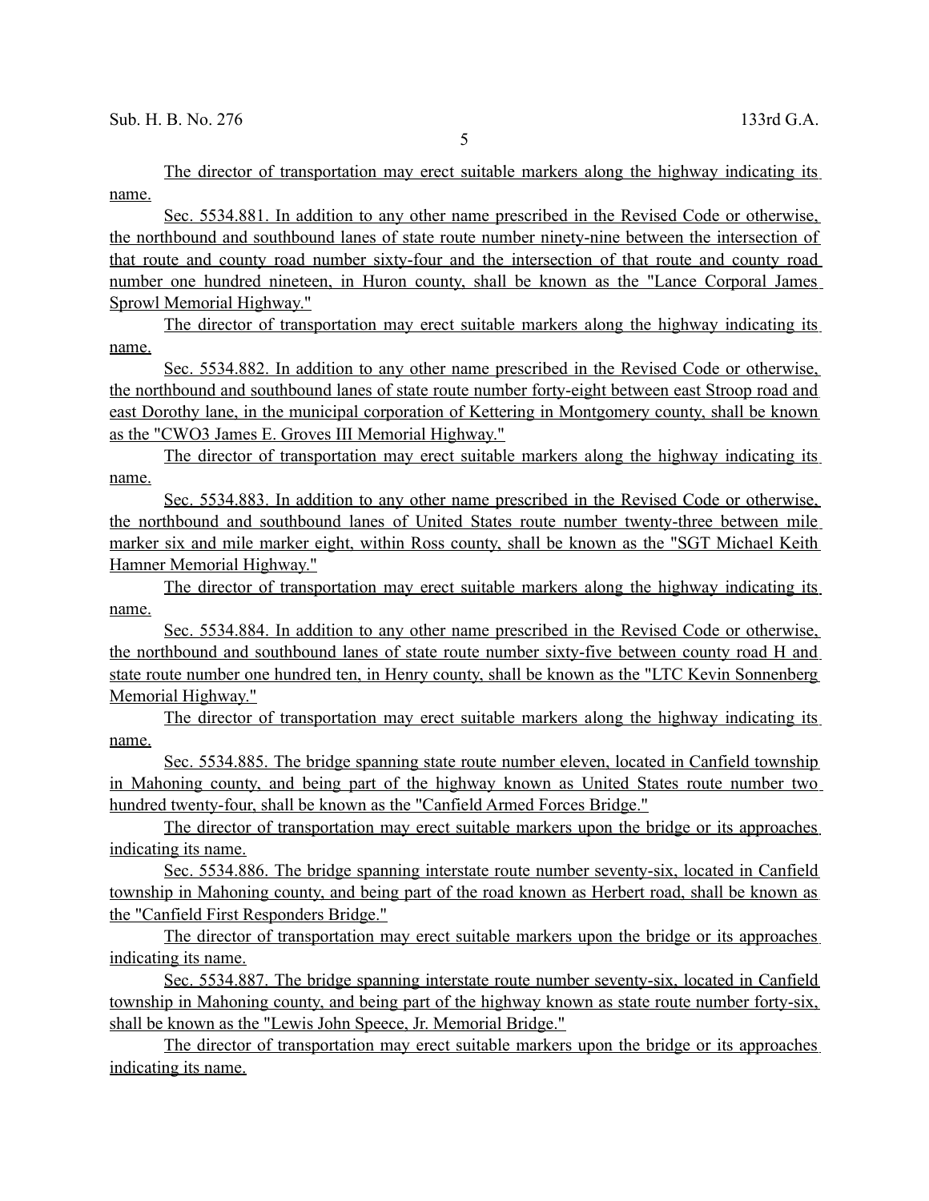The director of transportation may erect suitable markers along the highway indicating its name.

Sec. 5534.881. In addition to any other name prescribed in the Revised Code or otherwise, the northbound and southbound lanes of state route number ninety-nine between the intersection of that route and county road number sixty-four and the intersection of that route and county road number one hundred nineteen, in Huron county, shall be known as the "Lance Corporal James Sprowl Memorial Highway."

The director of transportation may erect suitable markers along the highway indicating its name.

Sec. 5534.882. In addition to any other name prescribed in the Revised Code or otherwise, the northbound and southbound lanes of state route number forty-eight between east Stroop road and east Dorothy lane, in the municipal corporation of Kettering in Montgomery county, shall be known as the "CWO3 James E. Groves III Memorial Highway."

The director of transportation may erect suitable markers along the highway indicating its name.

Sec. 5534.883. In addition to any other name prescribed in the Revised Code or otherwise, the northbound and southbound lanes of United States route number twenty-three between mile marker six and mile marker eight, within Ross county, shall be known as the "SGT Michael Keith Hamner Memorial Highway."

The director of transportation may erect suitable markers along the highway indicating its name.

Sec. 5534.884. In addition to any other name prescribed in the Revised Code or otherwise, the northbound and southbound lanes of state route number sixty-five between county road H and state route number one hundred ten, in Henry county, shall be known as the "LTC Kevin Sonnenberg Memorial Highway."

The director of transportation may erect suitable markers along the highway indicating its name.

Sec. 5534.885. The bridge spanning state route number eleven, located in Canfield township in Mahoning county, and being part of the highway known as United States route number two hundred twenty-four, shall be known as the "Canfield Armed Forces Bridge."

The director of transportation may erect suitable markers upon the bridge or its approaches indicating its name.

Sec. 5534.886. The bridge spanning interstate route number seventy-six, located in Canfield township in Mahoning county, and being part of the road known as Herbert road, shall be known as the "Canfield First Responders Bridge."

The director of transportation may erect suitable markers upon the bridge or its approaches indicating its name.

Sec. 5534.887. The bridge spanning interstate route number seventy-six, located in Canfield township in Mahoning county, and being part of the highway known as state route number forty-six, shall be known as the "Lewis John Speece, Jr. Memorial Bridge."

The director of transportation may erect suitable markers upon the bridge or its approaches indicating its name.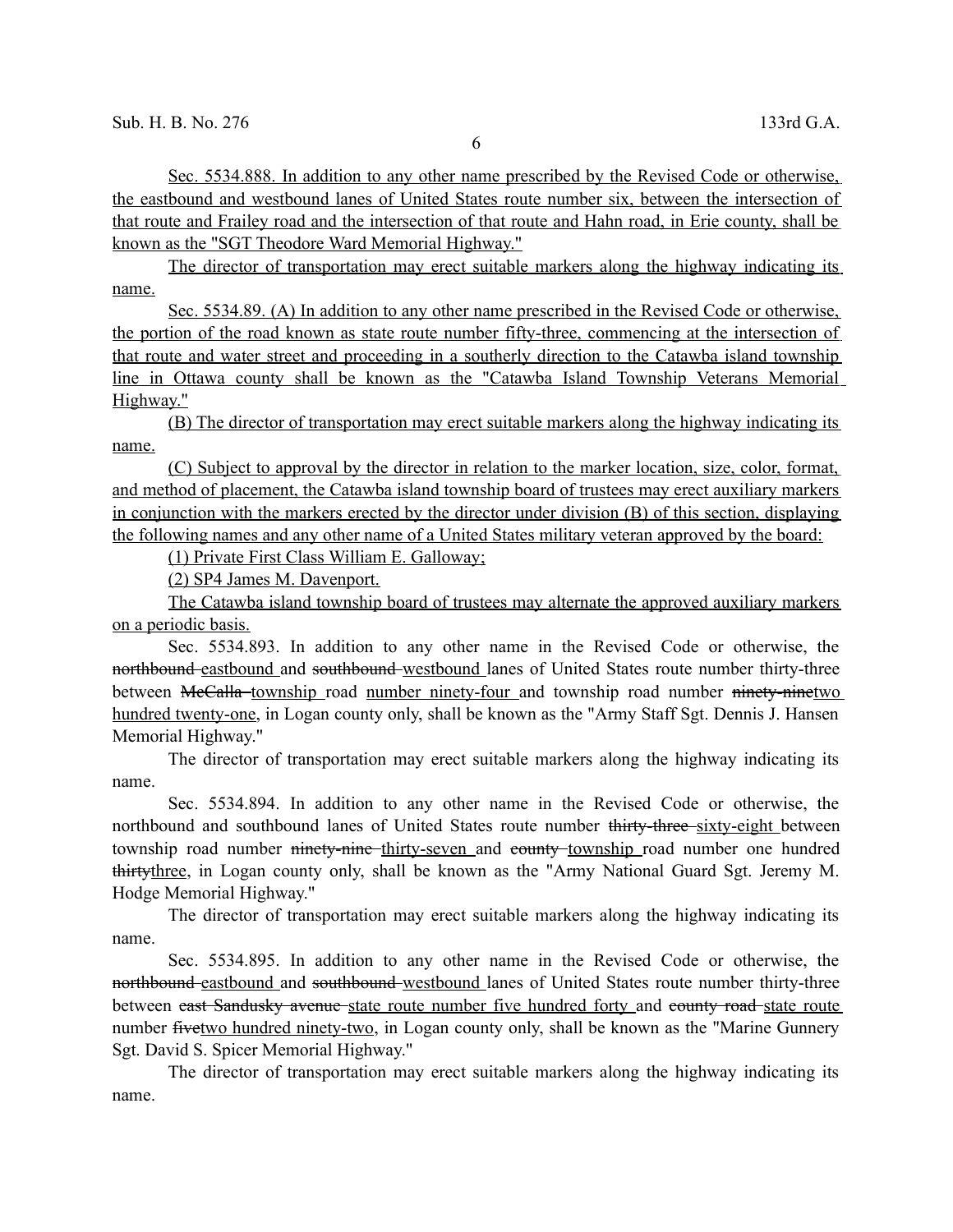Sec. 5534.888. In addition to any other name prescribed by the Revised Code or otherwise, the eastbound and westbound lanes of United States route number six, between the intersection of that route and Frailey road and the intersection of that route and Hahn road, in Erie county, shall be known as the "SGT Theodore Ward Memorial Highway."

The director of transportation may erect suitable markers along the highway indicating its name.

Sec. 5534.89. (A) In addition to any other name prescribed in the Revised Code or otherwise, the portion of the road known as state route number fifty-three, commencing at the intersection of that route and water street and proceeding in a southerly direction to the Catawba island township line in Ottawa county shall be known as the "Catawba Island Township Veterans Memorial Highway."

(B) The director of transportation may erect suitable markers along the highway indicating its name.

(C) Subject to approval by the director in relation to the marker location, size, color, format, and method of placement, the Catawba island township board of trustees may erect auxiliary markers in conjunction with the markers erected by the director under division (B) of this section, displaying the following names and any other name of a United States military veteran approved by the board:

(1) Private First Class William E. Galloway;

(2) SP4 James M. Davenport.

The Catawba island township board of trustees may alternate the approved auxiliary markers on a periodic basis.

Sec. 5534.893. In addition to any other name in the Revised Code or otherwise, the ~~northbound~~ eastbound and ~~southbound~~ westbound lanes of United States route number thirty-three between ~~McCalla~~ township road number ninety-four and township road number ~~ninety-nine~~two hundred twenty-one, in Logan county only, shall be known as the "Army Staff Sgt. Dennis J. Hansen Memorial Highway."

The director of transportation may erect suitable markers along the highway indicating its name.

Sec. 5534.894. In addition to any other name in the Revised Code or otherwise, the northbound and southbound lanes of United States route number ~~thirty-three~~ sixty-eight between township road number ~~ninety-nine~~ thirty-seven and ~~county~~ township road number one hundred ~~thirty~~three, in Logan county only, shall be known as the "Army National Guard Sgt. Jeremy M. Hodge Memorial Highway."

The director of transportation may erect suitable markers along the highway indicating its name.

Sec. 5534.895. In addition to any other name in the Revised Code or otherwise, the ~~northbound~~ eastbound and ~~southbound~~ westbound lanes of United States route number thirty-three between ~~east Sandusky avenue~~ state route number five hundred forty and ~~county road~~ state route number ~~five~~two hundred ninety-two, in Logan county only, shall be known as the "Marine Gunnery Sgt. David S. Spicer Memorial Highway."

The director of transportation may erect suitable markers along the highway indicating its name.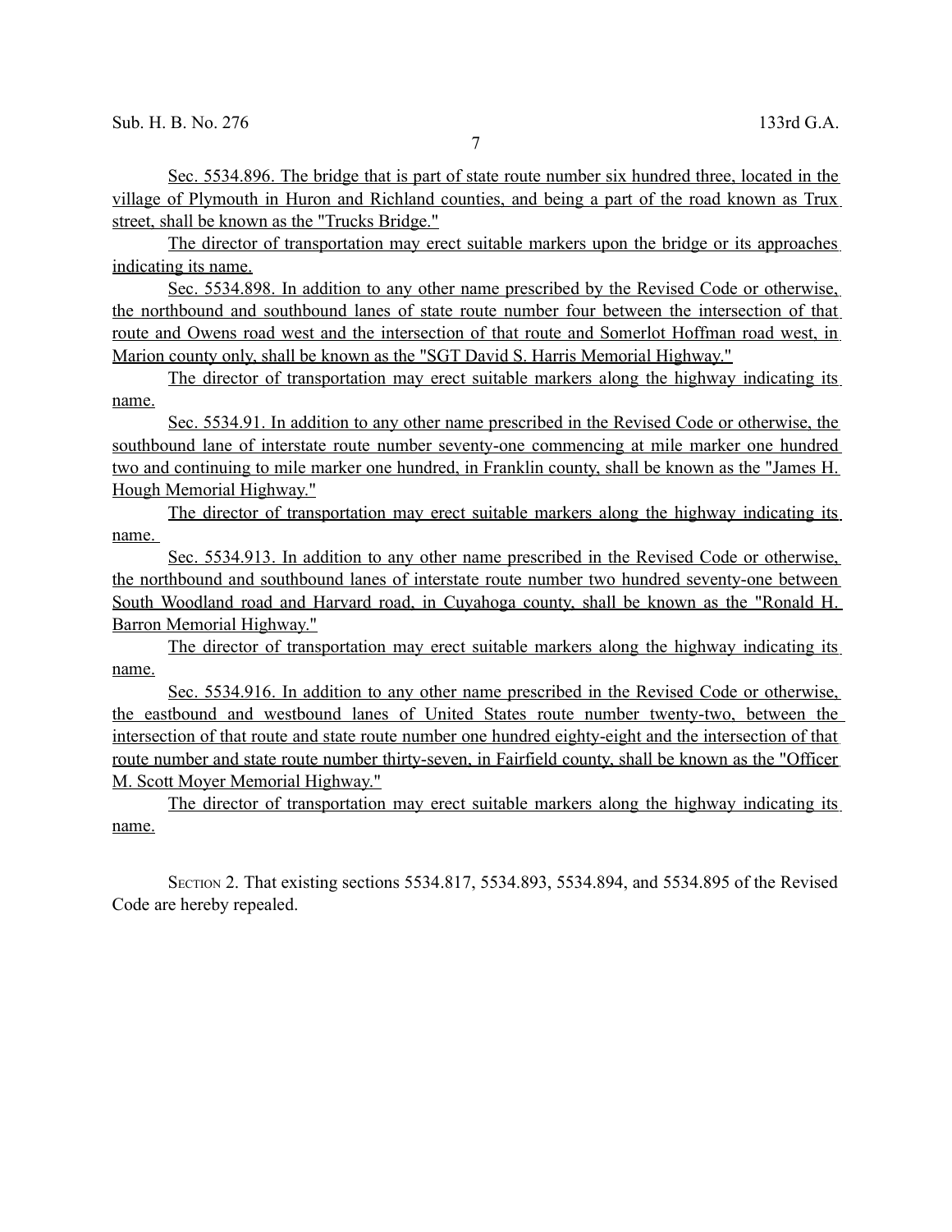Sec. 5534.896. The bridge that is part of state route number six hundred three, located in the village of Plymouth in Huron and Richland counties, and being a part of the road known as Trux street, shall be known as the "Trucks Bridge."

The director of transportation may erect suitable markers upon the bridge or its approaches indicating its name.

Sec. 5534.898. In addition to any other name prescribed by the Revised Code or otherwise, the northbound and southbound lanes of state route number four between the intersection of that route and Owens road west and the intersection of that route and Somerlot Hoffman road west, in Marion county only, shall be known as the "SGT David S. Harris Memorial Highway."

The director of transportation may erect suitable markers along the highway indicating its name.

Sec. 5534.91. In addition to any other name prescribed in the Revised Code or otherwise, the southbound lane of interstate route number seventy-one commencing at mile marker one hundred two and continuing to mile marker one hundred, in Franklin county, shall be known as the "James H. Hough Memorial Highway."

The director of transportation may erect suitable markers along the highway indicating its name.

Sec. 5534.913. In addition to any other name prescribed in the Revised Code or otherwise, the northbound and southbound lanes of interstate route number two hundred seventy-one between South Woodland road and Harvard road, in Cuyahoga county, shall be known as the "Ronald H. Barron Memorial Highway."

The director of transportation may erect suitable markers along the highway indicating its name.

Sec. 5534.916. In addition to any other name prescribed in the Revised Code or otherwise, the eastbound and westbound lanes of United States route number twenty-two, between the intersection of that route and state route number one hundred eighty-eight and the intersection of that route number and state route number thirty-seven, in Fairfield county, shall be known as the "Officer M. Scott Moyer Memorial Highway."

The director of transportation may erect suitable markers along the highway indicating its name.

SECTION 2. That existing sections 5534.817, 5534.893, 5534.894, and 5534.895 of the Revised Code are hereby repealed.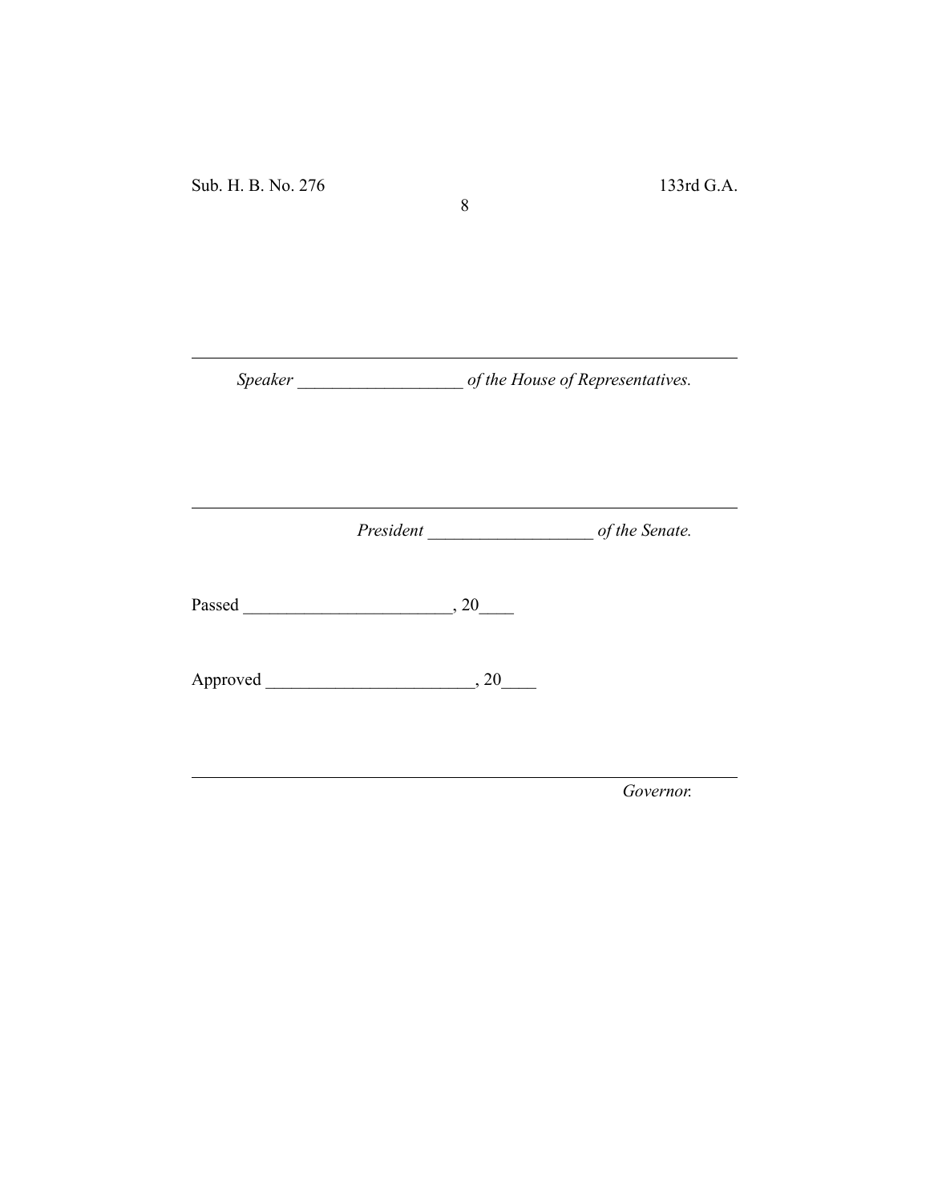---

*Speaker* ___________________ *of the House of Representatives.*

---

*President* ___________________ *of the Senate.*

Passed ________________________, 20____

Approved ________________________, 20____

---

*Governor.*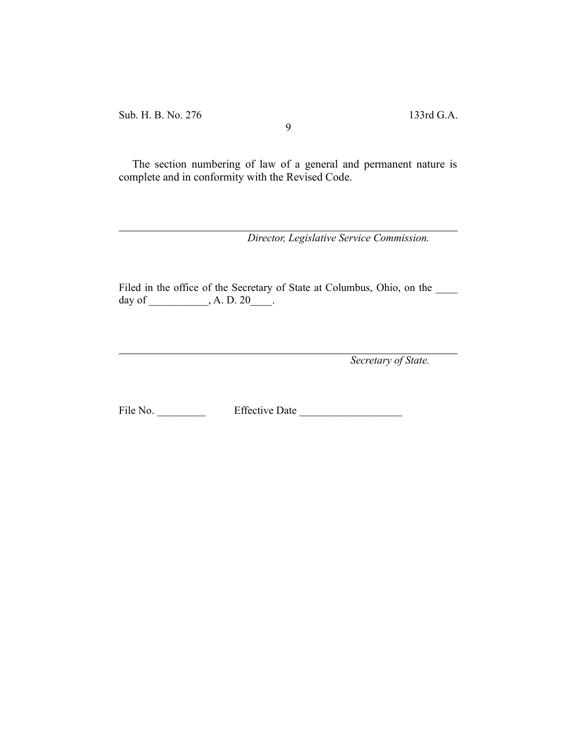The section numbering of law of a general and permanent nature is complete and in conformity with the Revised Code.

______________________________________________________

*Director, Legislative Service Commission.*

Filed in the office of the Secretary of State at Columbus, Ohio, on the ____ day of ___________, A. D. 20____.

______________________________________________________

*Secretary of State.*

File No. _________ Effective Date ___________________